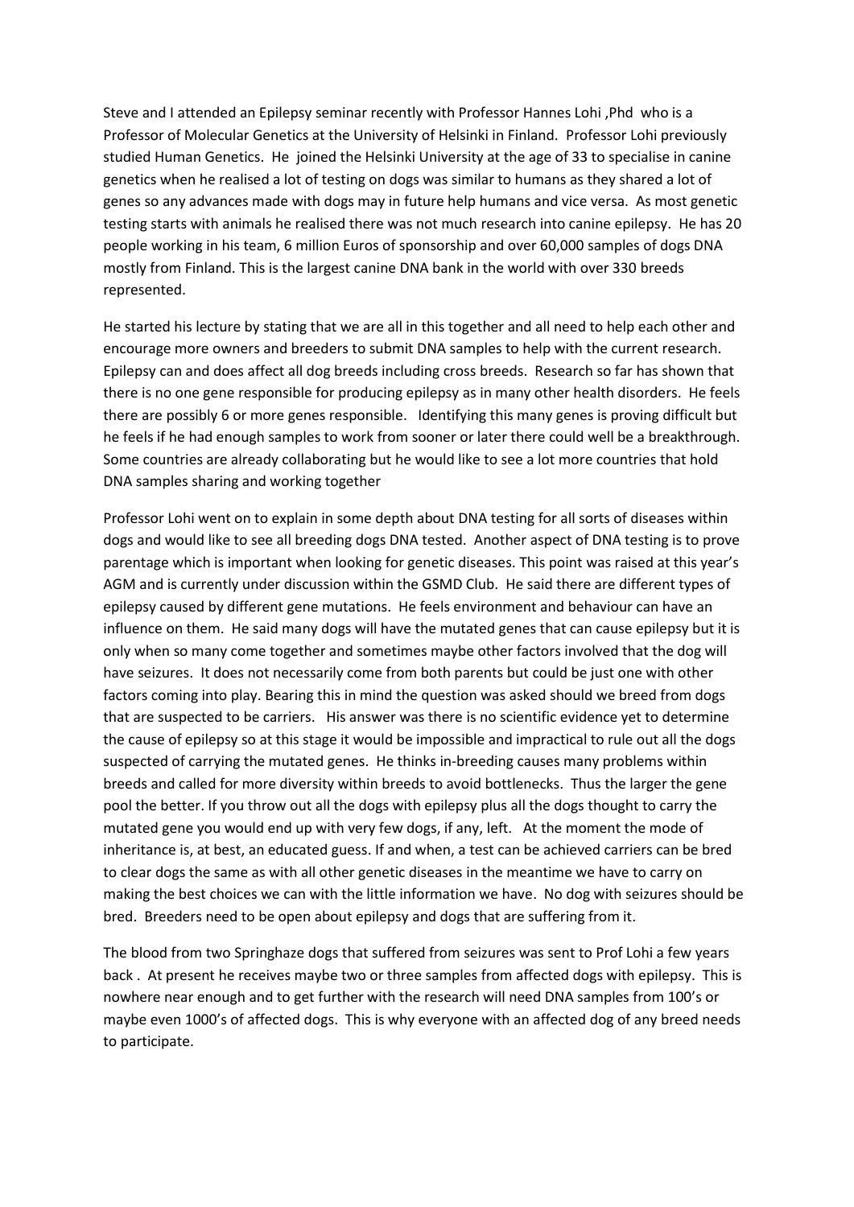Steve and I attended an Epilepsy seminar recently with Professor Hannes Lohi ,Phd who is a Professor of Molecular Genetics at the University of Helsinki in Finland. Professor Lohi previously studied Human Genetics. He joined the Helsinki University at the age of 33 to specialise in canine genetics when he realised a lot of testing on dogs was similar to humans as they shared a lot of genes so any advances made with dogs may in future help humans and vice versa. As most genetic testing starts with animals he realised there was not much research into canine epilepsy. He has 20 people working in his team, 6 million Euros of sponsorship and over 60,000 samples of dogs DNA mostly from Finland. This is the largest canine DNA bank in the world with over 330 breeds represented.

He started his lecture by stating that we are all in this together and all need to help each other and encourage more owners and breeders to submit DNA samples to help with the current research. Epilepsy can and does affect all dog breeds including cross breeds. Research so far has shown that there is no one gene responsible for producing epilepsy as in many other health disorders. He feels there are possibly 6 or more genes responsible. Identifying this many genes is proving difficult but he feels if he had enough samples to work from sooner or later there could well be a breakthrough. Some countries are already collaborating but he would like to see a lot more countries that hold DNA samples sharing and working together

Professor Lohi went on to explain in some depth about DNA testing for all sorts of diseases within dogs and would like to see all breeding dogs DNA tested. Another aspect of DNA testing is to prove parentage which is important when looking for genetic diseases. This point was raised at this year's AGM and is currently under discussion within the GSMD Club. He said there are different types of epilepsy caused by different gene mutations. He feels environment and behaviour can have an influence on them. He said many dogs will have the mutated genes that can cause epilepsy but it is only when so many come together and sometimes maybe other factors involved that the dog will have seizures. It does not necessarily come from both parents but could be just one with other factors coming into play. Bearing this in mind the question was asked should we breed from dogs that are suspected to be carriers. His answer was there is no scientific evidence yet to determine the cause of epilepsy so at this stage it would be impossible and impractical to rule out all the dogs suspected of carrying the mutated genes. He thinks in-breeding causes many problems within breeds and called for more diversity within breeds to avoid bottlenecks. Thus the larger the gene pool the better. If you throw out all the dogs with epilepsy plus all the dogs thought to carry the mutated gene you would end up with very few dogs, if any, left. At the moment the mode of inheritance is, at best, an educated guess. If and when, a test can be achieved carriers can be bred to clear dogs the same as with all other genetic diseases in the meantime we have to carry on making the best choices we can with the little information we have. No dog with seizures should be bred. Breeders need to be open about epilepsy and dogs that are suffering from it.

The blood from two Springhaze dogs that suffered from seizures was sent to Prof Lohi a few years back . At present he receives maybe two or three samples from affected dogs with epilepsy. This is nowhere near enough and to get further with the research will need DNA samples from 100's or maybe even 1000's of affected dogs. This is why everyone with an affected dog of any breed needs to participate.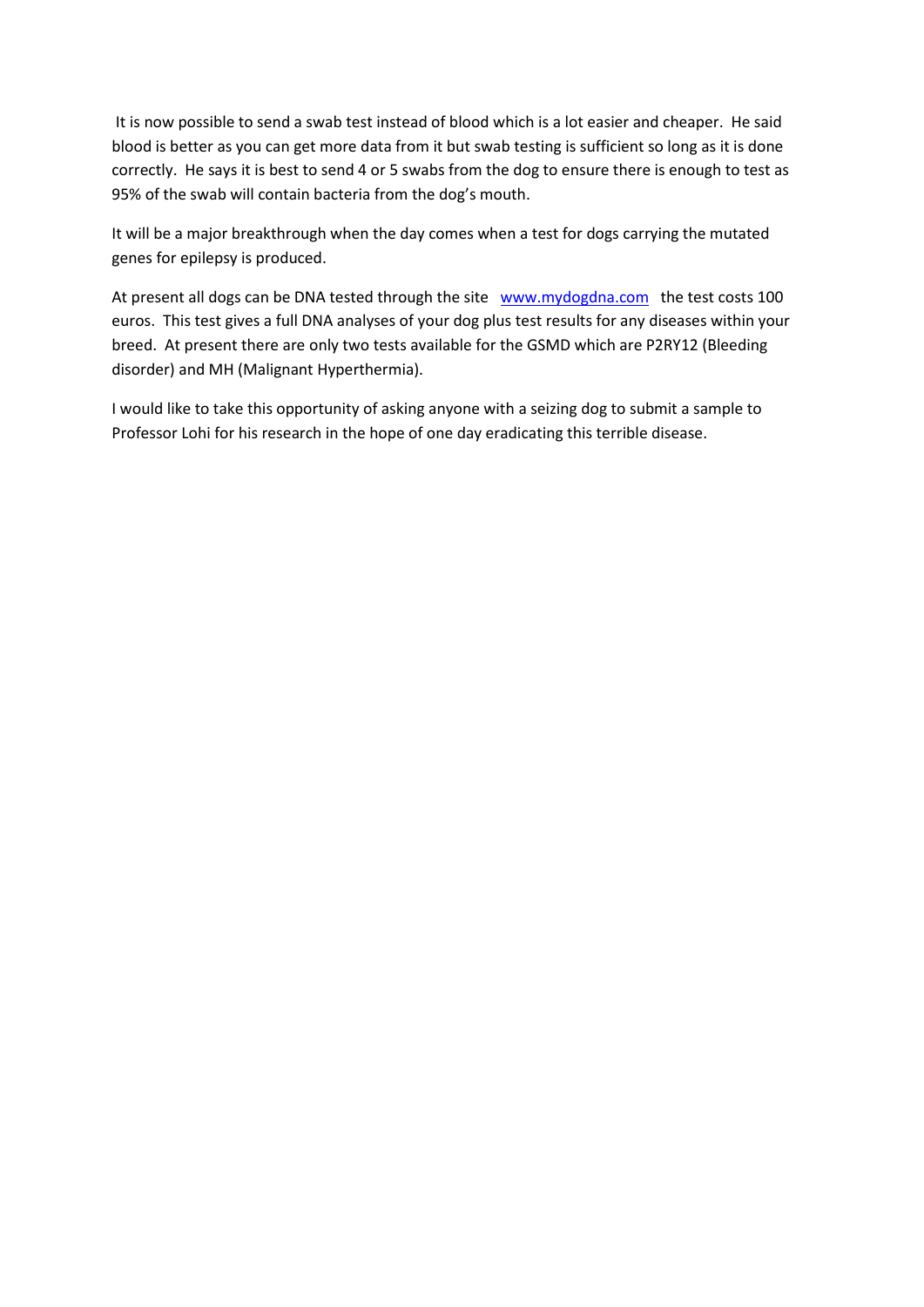It is now possible to send a swab test instead of blood which is a lot easier and cheaper. He said blood is better as you can get more data from it but swab testing is sufficient so long as it is done correctly. He says it is best to send 4 or 5 swabs from the dog to ensure there is enough to test as 95% of the swab will contain bacteria from the dog's mouth.

It will be a major breakthrough when the day comes when a test for dogs carrying the mutated genes for epilepsy is produced.

At present all dogs can be DNA tested through the site [www.mydogdna.com](www.mydogdna.com) the test costs 100 euros. This test gives a full DNA analyses of your dog plus test results for any diseases within your breed. At present there are only two tests available for the GSMD which are P2RY12 (Bleeding disorder) and MH (Malignant Hyperthermia).

I would like to take this opportunity of asking anyone with a seizing dog to submit a sample to Professor Lohi for his research in the hope of one day eradicating this terrible disease.